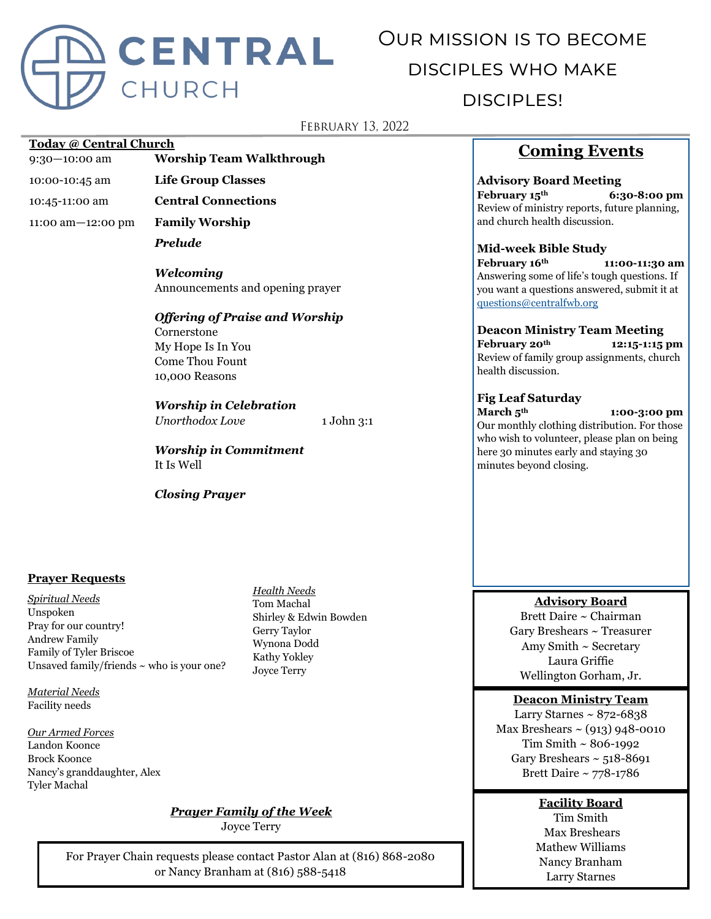# CENTRAL CHURCH

## Our mission is to become disciples who make disciples!

February 13, 2022

**Today @ Central Church**

| | |
|---|---|
| 9:30—10:00 am | **Worship Team Walkthrough** |
| 10:00-10:45 am | **Life Group Classes** |
| 10:45-11:00 am | **Central Connections** |
| 11:00 am—12:00 pm | **Family Worship** |

***Prelude***

***Welcoming***
Announcements and opening prayer

***Offering of Praise and Worship***
Cornerstone
My Hope Is In You
Come Thou Fount
10,000 Reasons

***Worship in Celebration***
*Unorthodox Love* — 1 John 3:1

***Worship in Commitment***
It Is Well

***Closing Prayer***

**Prayer Requests**

*Spiritual Needs*
Unspoken
Pray for our country!
Andrew Family
Family of Tyler Briscoe
Unsaved family/friends ~ who is your one?

*Material Needs*
Facility needs

*Our Armed Forces*
Landon Koonce
Brock Koonce
Nancy's granddaughter, Alex
Tyler Machal

*Health Needs*
Tom Machal
Shirley & Edwin Bowden
Gerry Taylor
Wynona Dodd
Kathy Yokley
Joyce Terry

***Prayer Family of the Week***
Joyce Terry

For Prayer Chain requests please contact Pastor Alan at (816) 868-2080 or Nancy Branham at (816) 588-5418

## Coming Events

**Advisory Board Meeting**
**February 15th — 6:30-8:00 pm**
Review of ministry reports, future planning, and church health discussion.

**Mid-week Bible Study**
**February 16th — 11:00-11:30 am**
Answering some of life's tough questions. If you want a questions answered, submit it at questions@centralfwb.org

**Deacon Ministry Team Meeting**
**February 20th — 12:15-1:15 pm**
Review of family group assignments, church health discussion.

**Fig Leaf Saturday**
**March 5th — 1:00-3:00 pm**
Our monthly clothing distribution. For those who wish to volunteer, please plan on being here 30 minutes early and staying 30 minutes beyond closing.

**Advisory Board**
Brett Daire ~ Chairman
Gary Breshears ~ Treasurer
Amy Smith ~ Secretary
Laura Griffie
Wellington Gorham, Jr.

**Deacon Ministry Team**
Larry Starnes ~ 872-6838
Max Breshears ~ (913) 948-0010
Tim Smith ~ 806-1992
Gary Breshears ~ 518-8691
Brett Daire ~ 778-1786

**Facility Board**
Tim Smith
Max Breshears
Mathew Williams
Nancy Branham
Larry Starnes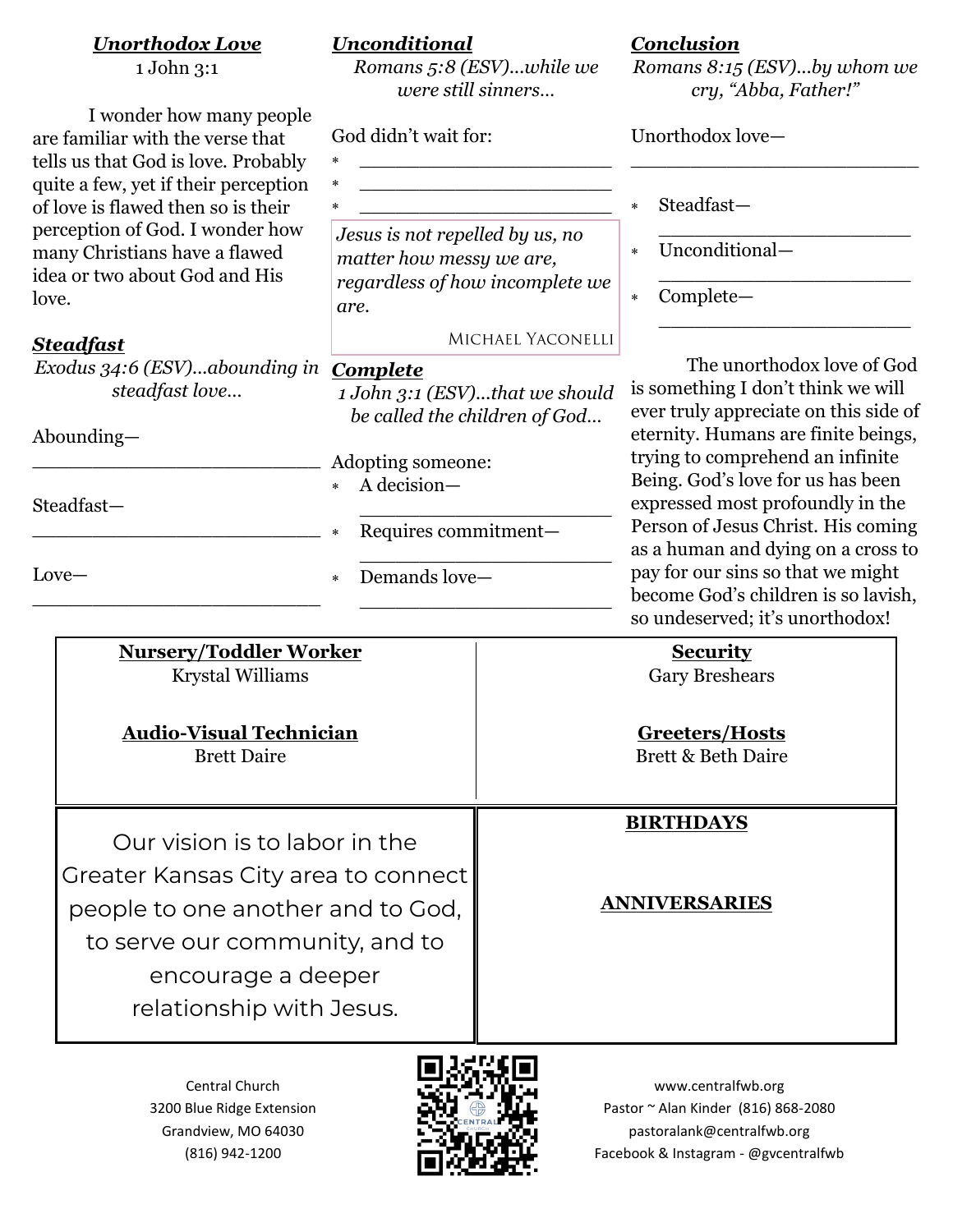***Unorthodox Love***

1 John 3:1

I wonder how many people are familiar with the verse that tells us that God is love. Probably quite a few, yet if their perception of love is flawed then so is their perception of God. I wonder how many Christians have a flawed idea or two about God and His love.

***Steadfast***

*Exodus 34:6 (ESV)...abounding in steadfast love...*

Abounding—
_______________________

Steadfast—
_______________________

Love—
_______________________

***Unconditional***

*Romans 5:8 (ESV)...while we were still sinners...*

God didn't wait for:

- _______________________
- _______________________
- _______________________

> *Jesus is not repelled by us, no matter how messy we are, regardless of how incomplete we are.*
>
> Michael Yaconelli

***Complete***

*1 John 3:1 (ESV)...that we should be called the children of God...*

Adopting someone:

- A decision—
  _______________________
- Requires commitment—
  _______________________
- Demands love—
  _______________________

***Conclusion***

*Romans 8:15 (ESV)...by whom we cry, "Abba, Father!"*

Unorthodox love—
_______________________

- Steadfast—
  _______________________
- Unconditional—
  _______________________
- Complete—
  _______________________

The unorthodox love of God is something I don't think we will ever truly appreciate on this side of eternity. Humans are finite beings, trying to comprehend an infinite Being. God's love for us has been expressed most profoundly in the Person of Jesus Christ. His coming as a human and dying on a cross to pay for our sins so that we might become God's children is so lavish, so undeserved; it's unorthodox!

**Nursery/Toddler Worker**
Krystal Williams

**Audio-Visual Technician**
Brett Daire

**Security**
Gary Breshears

**Greeters/Hosts**
Brett & Beth Daire

Our vision is to labor in the Greater Kansas City area to connect people to one another and to God, to serve our community, and to encourage a deeper relationship with Jesus.

**BIRTHDAYS**

**ANNIVERSARIES**

Central Church
3200 Blue Ridge Extension
Grandview, MO 64030
(816) 942-1200

www.centralfwb.org
Pastor ~ Alan Kinder (816) 868-2080
pastoralank@centralfwb.org
Facebook & Instagram - @gvcentralfwb